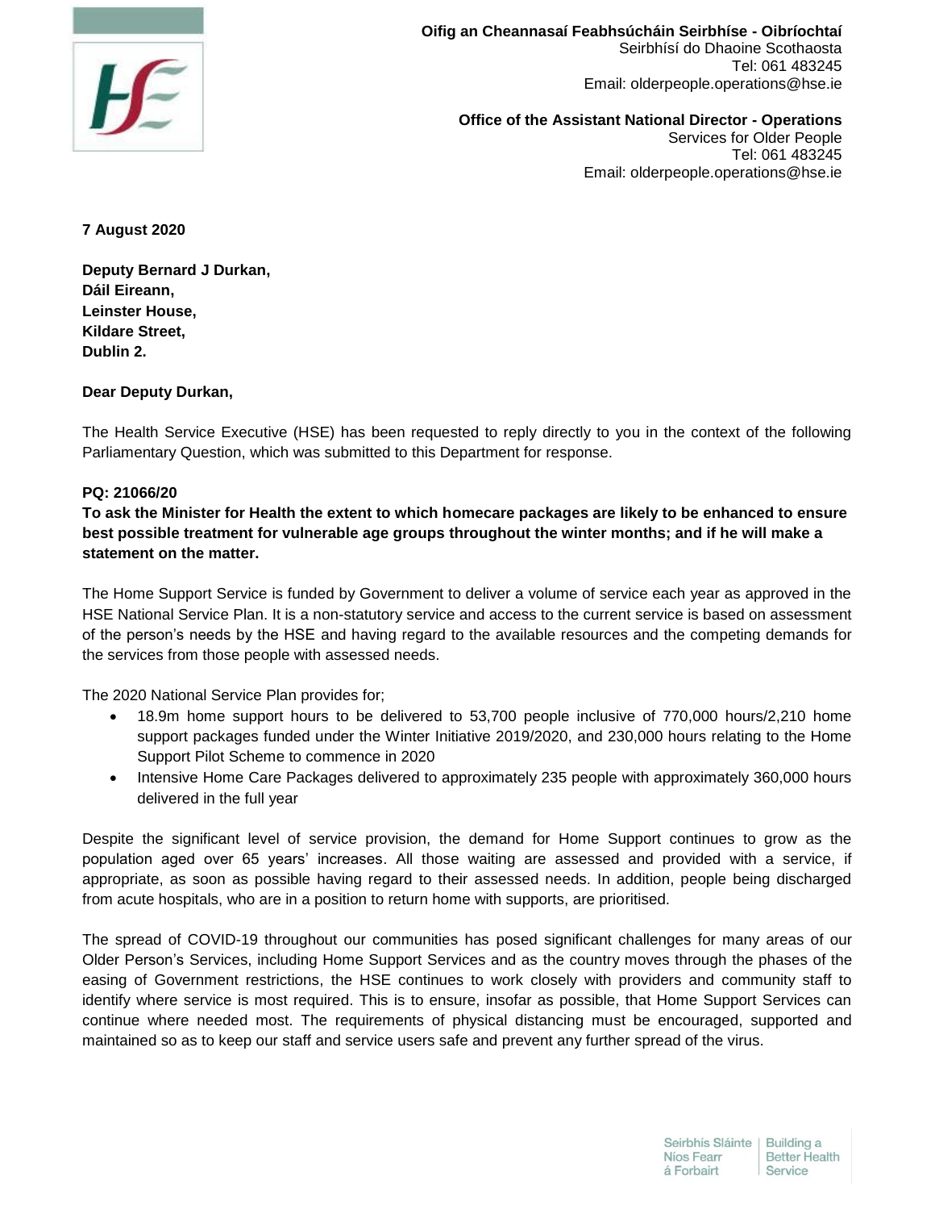**Oifig an Cheannasaí Feabhsúcháin Seirbhíse - Oibríochtaí**
Seirbhísí do Dhaoine Scothaosta
Tel: 061 483245
Email: olderpeople.operations@hse.ie

**Office of the Assistant National Director - Operations**
Services for Older People
Tel: 061 483245
Email: olderpeople.operations@hse.ie

**7 August 2020**

**Deputy Bernard J Durkan,**
**Dáil Eireann,**
**Leinster House,**
**Kildare Street,**
**Dublin 2.**

**Dear Deputy Durkan,**

The Health Service Executive (HSE) has been requested to reply directly to you in the context of the following Parliamentary Question, which was submitted to this Department for response.

**PQ: 21066/20**
**To ask the Minister for Health the extent to which homecare packages are likely to be enhanced to ensure best possible treatment for vulnerable age groups throughout the winter months; and if he will make a statement on the matter.**

The Home Support Service is funded by Government to deliver a volume of service each year as approved in the HSE National Service Plan. It is a non-statutory service and access to the current service is based on assessment of the person's needs by the HSE and having regard to the available resources and the competing demands for the services from those people with assessed needs.

The 2020 National Service Plan provides for;

- 18.9m home support hours to be delivered to 53,700 people inclusive of 770,000 hours/2,210 home support packages funded under the Winter Initiative 2019/2020, and 230,000 hours relating to the Home Support Pilot Scheme to commence in 2020
- Intensive Home Care Packages delivered to approximately 235 people with approximately 360,000 hours delivered in the full year

Despite the significant level of service provision, the demand for Home Support continues to grow as the population aged over 65 years' increases. All those waiting are assessed and provided with a service, if appropriate, as soon as possible having regard to their assessed needs. In addition, people being discharged from acute hospitals, who are in a position to return home with supports, are prioritised.

The spread of COVID-19 throughout our communities has posed significant challenges for many areas of our Older Person's Services, including Home Support Services and as the country moves through the phases of the easing of Government restrictions, the HSE continues to work closely with providers and community staff to identify where service is most required. This is to ensure, insofar as possible, that Home Support Services can continue where needed most. The requirements of physical distancing must be encouraged, supported and maintained so as to keep our staff and service users safe and prevent any further spread of the virus.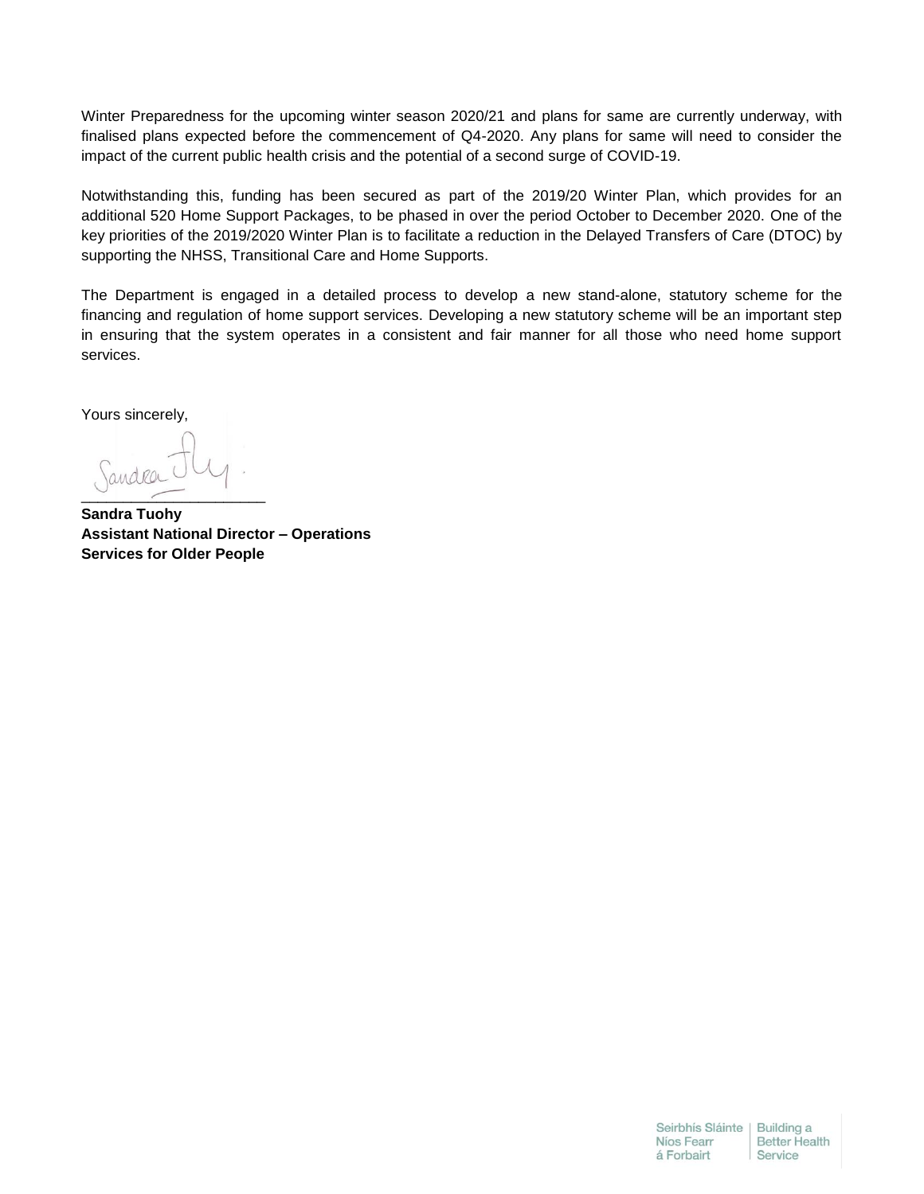Winter Preparedness for the upcoming winter season 2020/21 and plans for same are currently underway, with finalised plans expected before the commencement of Q4-2020. Any plans for same will need to consider the impact of the current public health crisis and the potential of a second surge of COVID-19.

Notwithstanding this, funding has been secured as part of the 2019/20 Winter Plan, which provides for an additional 520 Home Support Packages, to be phased in over the period October to December 2020. One of the key priorities of the 2019/2020 Winter Plan is to facilitate a reduction in the Delayed Transfers of Care (DTOC) by supporting the NHSS, Transitional Care and Home Supports.

The Department is engaged in a detailed process to develop a new stand-alone, statutory scheme for the financing and regulation of home support services. Developing a new statutory scheme will be an important step in ensuring that the system operates in a consistent and fair manner for all those who need home support services.

Yours sincerely,

\_\_\_\_\_\_\_\_\_\_\_\_\_\_\_\_\_\_\_\_\_\_

**Sandra Tuohy**
**Assistant National Director – Operations**
**Services for Older People**